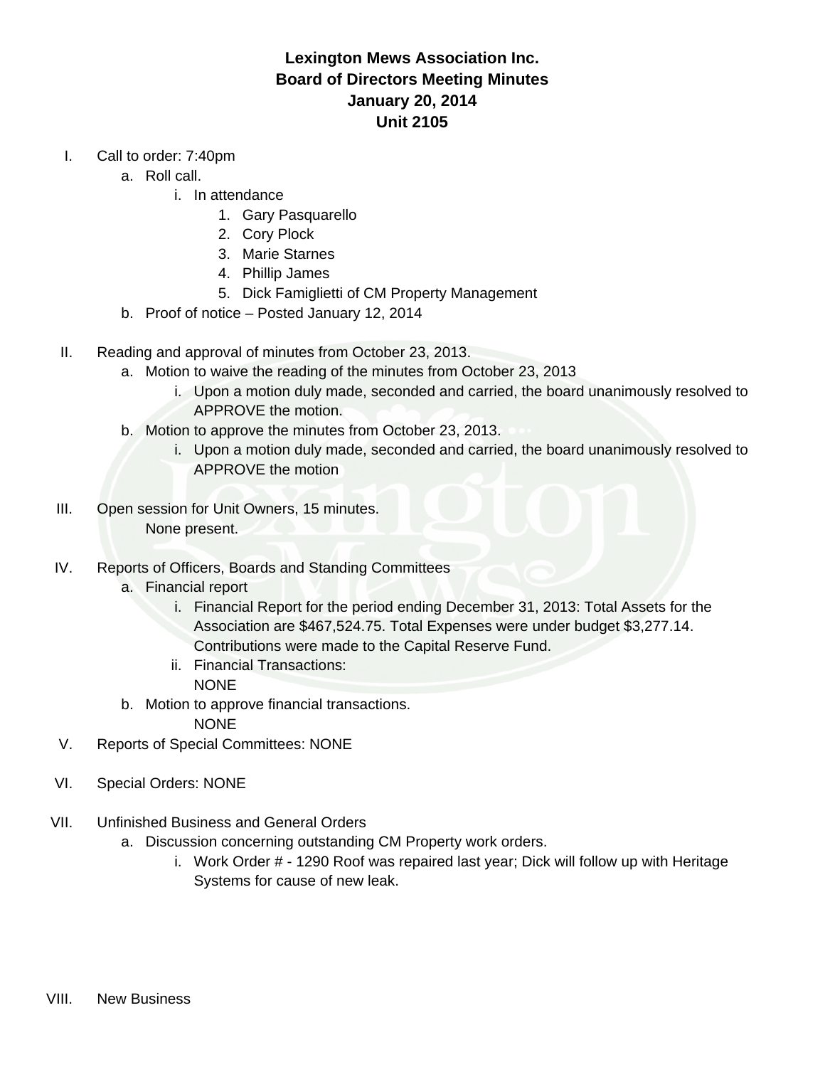# Lexington Mews Association Inc.
## Board of Directors Meeting Minutes
## January 20, 2014
## Unit 2105

I. Call to order: 7:40pm
   - a. Roll call.
     - i. In attendance
       1. Gary Pasquarello
       2. Cory Plock
       3. Marie Starnes
       4. Phillip James
       5. Dick Famiglietti of CM Property Management
   - b. Proof of notice – Posted January 12, 2014

II. Reading and approval of minutes from October 23, 2013.
   - a. Motion to waive the reading of the minutes from October 23, 2013
     - i. Upon a motion duly made, seconded and carried, the board unanimously resolved to APPROVE the motion.
   - b. Motion to approve the minutes from October 23, 2013.
     - i. Upon a motion duly made, seconded and carried, the board unanimously resolved to APPROVE the motion

III. Open session for Unit Owners, 15 minutes.
   None present.

IV. Reports of Officers, Boards and Standing Committees
   - a. Financial report
     - i. Financial Report for the period ending December 31, 2013: Total Assets for the Association are $467,524.75. Total Expenses were under budget $3,277.14. Contributions were made to the Capital Reserve Fund.
     - ii. Financial Transactions:
       NONE
   - b. Motion to approve financial transactions.
     NONE

V. Reports of Special Committees: NONE

VI. Special Orders: NONE

VII. Unfinished Business and General Orders
   - a. Discussion concerning outstanding CM Property work orders.
     - i. Work Order # - 1290 Roof was repaired last year; Dick will follow up with Heritage Systems for cause of new leak.

VIII. New Business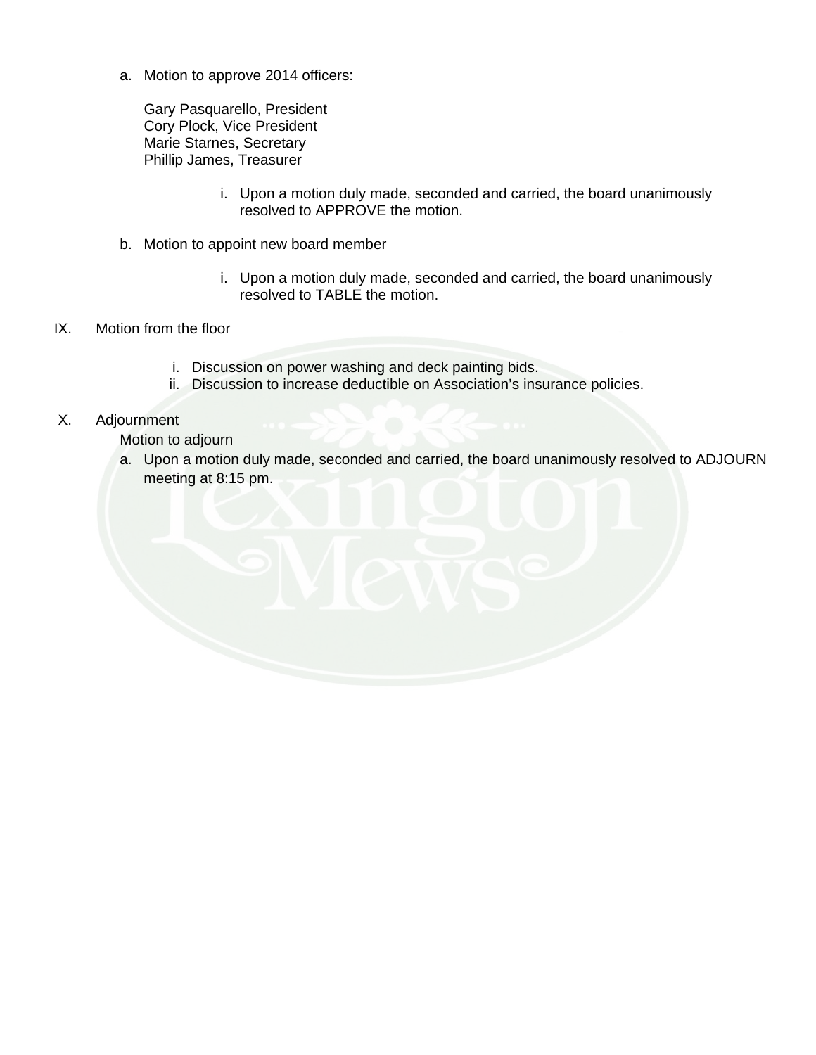a. Motion to approve 2014 officers:

   Gary Pasquarello, President
   Cory Plock, Vice President
   Marie Starnes, Secretary
   Phillip James, Treasurer

   i. Upon a motion duly made, seconded and carried, the board unanimously resolved to APPROVE the motion.

b. Motion to appoint new board member

   i. Upon a motion duly made, seconded and carried, the board unanimously resolved to TABLE the motion.

IX. Motion from the floor

   i. Discussion on power washing and deck painting bids.
   ii. Discussion to increase deductible on Association's insurance policies.

X. Adjournment

   Motion to adjourn

   a. Upon a motion duly made, seconded and carried, the board unanimously resolved to ADJOURN meeting at 8:15 pm.